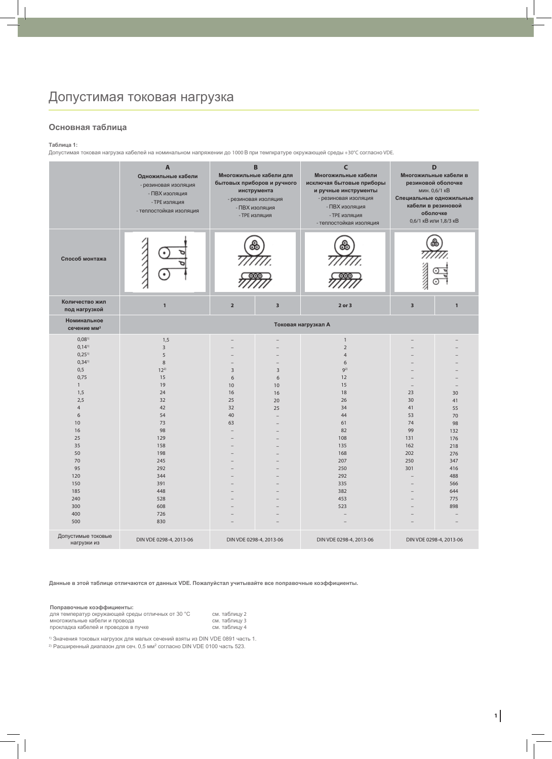# Допустимая токовая нагрузка

## Основная таблица

**Таблица 1:**
Допустимая токовая нагрузка кабелей на номинальном напряжении до 1000 В при темпкратуре окружающей среды +30°C согласно VDE.

| | **A** **Одножильные кабели** - резиновая изоляция - ПВХ изоляция - TPE изляция - теплостойкая изоляция | **B** **Многожильные кабели для бытовых приборов и ручного инструмента** - резиновая изоляция - ПВХ изоляция - TPE изляция | | **C** **Многожильные кабели исключая бытовые приборы и ручные инструменты** - резиновая изоляция - ПВХ изоляция - TPE изляция - теплостойкая изоляция | **D** **Многожильные кабели в резиновой оболочке** мин. 0,6/1 кВ **Специальные одножильные кабели в резиновой оболочке** 0,6/1 кВ или 1,8/3 кВ | |
|---|---|---|---|---|---|---|
| **Способ монтажа** | | | | | | |
| **Количество жил под нагрузкой** | **1** | **2** | **3** | **2 or 3** | **3** | **1** |
| **Номинальное сечение мм²** | **Токовая нагрузкал А** | | | | | |
| 0,08[1] | 1,5 | – | – | 1 | – | – |
| 0,14[1] | 3 | – | – | 2 | – | – |
| 0,25[1] | 5 | – | – | 4 | – | – |
| 0,34[1] | 8 | – | – | 6 | – | – |
| 0,5 | 12[2] | 3 | 3 | 9[2] | – | – |
| 0,75 | 15 | 6 | 6 | 12 | – | – |
| 1 | 19 | 10 | 10 | 15 | – | – |
| 1,5 | 24 | 16 | 16 | 18 | 23 | 30 |
| 2,5 | 32 | 25 | 20 | 26 | 30 | 41 |
| 4 | 42 | 32 | 25 | 34 | 41 | 55 |
| 6 | 54 | 40 | – | 44 | 53 | 70 |
| 10 | 73 | 63 | – | 61 | 74 | 98 |
| 16 | 98 | – | – | 82 | 99 | 132 |
| 25 | 129 | – | – | 108 | 131 | 176 |
| 35 | 158 | – | – | 135 | 162 | 218 |
| 50 | 198 | – | – | 168 | 202 | 276 |
| 70 | 245 | – | – | 207 | 250 | 347 |
| 95 | 292 | – | – | 250 | 301 | 416 |
| 120 | 344 | – | – | 292 | – | 488 |
| 150 | 391 | – | – | 335 | – | 566 |
| 185 | 448 | – | – | 382 | – | 644 |
| 240 | 528 | – | – | 453 | – | 775 |
| 300 | 608 | – | – | 523 | – | 898 |
| 400 | 726 | – | – | – | – | – |
| 500 | 830 | – | – | – | – | – |
| Допустимые токовые нагрузки из | DIN VDE 0298-4, 2013-06 | DIN VDE 0298-4, 2013-06 | | DIN VDE 0298-4, 2013-06 | DIN VDE 0298-4, 2013-06 | |

**Данные в этой таблице отличаются от данных VDE. Пожалуйстал учитывайте все поправочные коэффициенты.**

**Поправочные коэффициенты:**

| | |
|---|---|
| для температур окружающей среды отличных от 30 °C | см. таблицу 2 |
| многожильные кабели и провода | см. таблицу 3 |
| прокладка кабелей и проводов в пучке | см. таблицу 4 |

[1] Значения токовых нагрузок для малых сечений взяты из DIN VDE 0891 часть 1.

[2] Расширенный диапазон для сеч. 0,5 мм² согласно DIN VDE 0100 часть 523.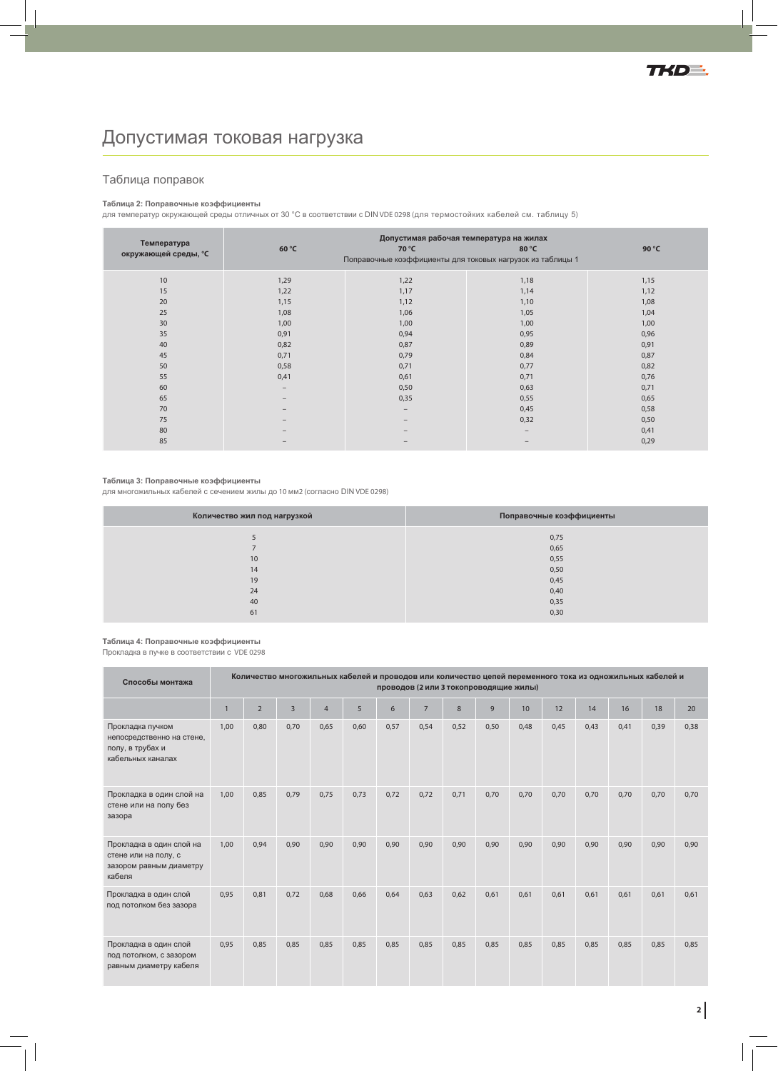# Допустимая токовая нагрузка

## Таблица поправок

**Таблица 2: Поправочные коэффициенты**

для температур окружающей среды отличных от 30 °C в соответствии с DIN VDE 0298 (для термостойких кабелей см. таблицу 5)

| Температура окружающей среды, °C | Допустимая рабочая температура на жилах. Поправочные коэффициенты для токовых нагрузок из таблицы 1 | | | |
|---|---|---|---|---|
| | 60 °C | 70 °C | 80 °C | 90 °C |
| 10 | 1,29 | 1,22 | 1,18 | 1,15 |
| 15 | 1,22 | 1,17 | 1,14 | 1,12 |
| 20 | 1,15 | 1,12 | 1,10 | 1,08 |
| 25 | 1,08 | 1,06 | 1,05 | 1,04 |
| 30 | 1,00 | 1,00 | 1,00 | 1,00 |
| 35 | 0,91 | 0,94 | 0,95 | 0,96 |
| 40 | 0,82 | 0,87 | 0,89 | 0,91 |
| 45 | 0,71 | 0,79 | 0,84 | 0,87 |
| 50 | 0,58 | 0,71 | 0,77 | 0,82 |
| 55 | 0,41 | 0,61 | 0,71 | 0,76 |
| 60 | – | 0,50 | 0,63 | 0,71 |
| 65 | – | 0,35 | 0,55 | 0,65 |
| 70 | – | – | 0,45 | 0,58 |
| 75 | – | – | 0,32 | 0,50 |
| 80 | – | – | – | 0,41 |
| 85 | – | – | – | 0,29 |

**Таблица 3: Поправочные коэффициенты**

для многожильных кабелей с сечением жилы до 10 мм2 (согласно DIN VDE 0298)

| Количество жил под нагрузкой | Поправочные коэффициенты |
|---|---|
| 5 | 0,75 |
| 7 | 0,65 |
| 10 | 0,55 |
| 14 | 0,50 |
| 19 | 0,45 |
| 24 | 0,40 |
| 40 | 0,35 |
| 61 | 0,30 |

**Таблица 4: Поправочные коэффициенты**

Прокладка в пучке в соответствии с VDE 0298

| Способы монтажа | Количество многожильных кабелей и проводов или количество цепей переменного тока из одножильных кабелей и проводов (2 или 3 токопроводящие жилы) | | | | | | | | | | | | | | |
|---|---|---|---|---|---|---|---|---|---|---|---|---|---|---|---|
| | 1 | 2 | 3 | 4 | 5 | 6 | 7 | 8 | 9 | 10 | 12 | 14 | 16 | 18 | 20 |
| Прокладка пучком непосредственно на стене, полу, в трубах и кабельных каналах | 1,00 | 0,80 | 0,70 | 0,65 | 0,60 | 0,57 | 0,54 | 0,52 | 0,50 | 0,48 | 0,45 | 0,43 | 0,41 | 0,39 | 0,38 |
| Прокладка в один слой на стене или на полу без зазора | 1,00 | 0,85 | 0,79 | 0,75 | 0,73 | 0,72 | 0,72 | 0,71 | 0,70 | 0,70 | 0,70 | 0,70 | 0,70 | 0,70 | 0,70 |
| Прокладка в один слой на стене или на полу, с зазором равным диаметру кабеля | 1,00 | 0,94 | 0,90 | 0,90 | 0,90 | 0,90 | 0,90 | 0,90 | 0,90 | 0,90 | 0,90 | 0,90 | 0,90 | 0,90 | 0,90 |
| Прокладка в один слой под потолком без зазора | 0,95 | 0,81 | 0,72 | 0,68 | 0,66 | 0,64 | 0,63 | 0,62 | 0,61 | 0,61 | 0,61 | 0,61 | 0,61 | 0,61 | 0,61 |
| Прокладка в один слой под потолком, с зазором равным диаметру кабеля | 0,95 | 0,85 | 0,85 | 0,85 | 0,85 | 0,85 | 0,85 | 0,85 | 0,85 | 0,85 | 0,85 | 0,85 | 0,85 | 0,85 | 0,85 |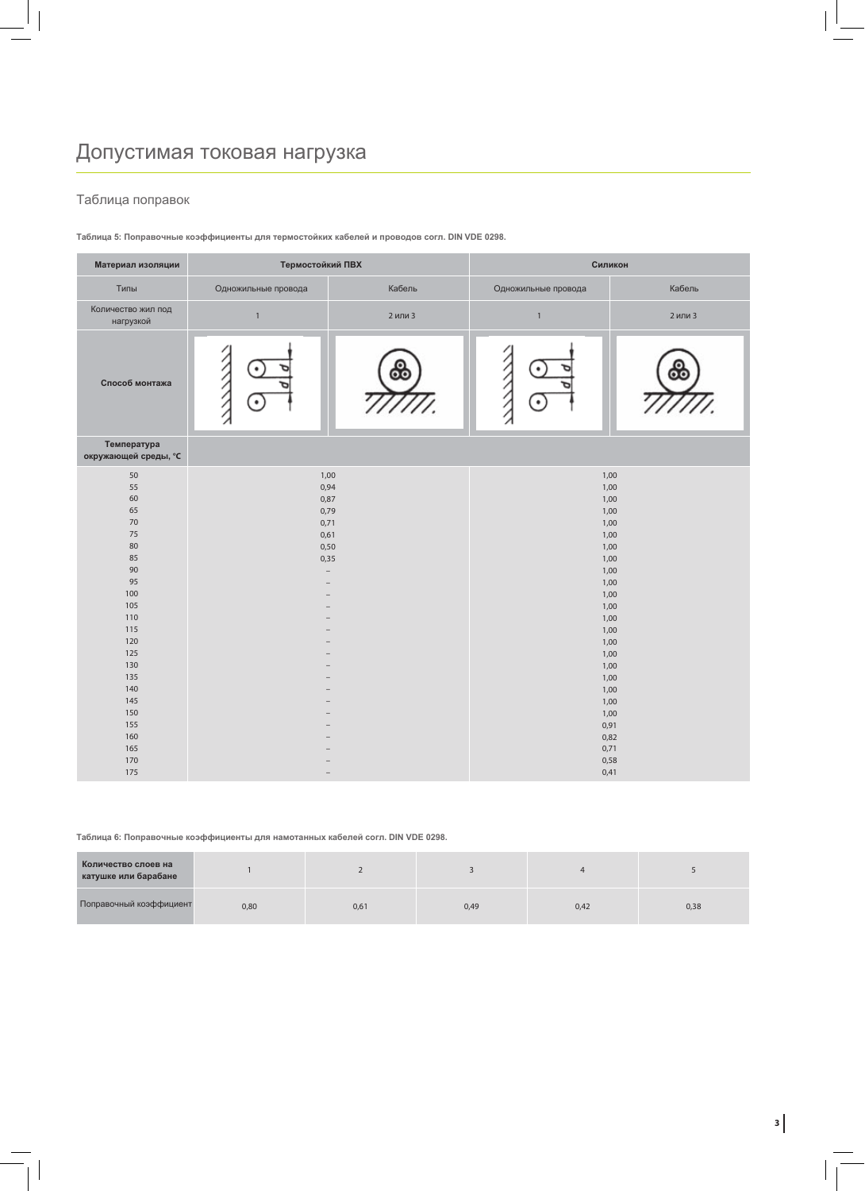# Допустимая токовая нагрузка

## Таблица поправок

**Таблица 5: Поправочные коэффициенты для термостойких кабелей и проводов согл. DIN VDE 0298.**

| Материал изоляции | Термостойкий ПВХ | | Силикон | |
|---|---|---|---|---|
| Типы | Одножильные провода | Кабель | Одножильные провода | Кабель |
| Количество жил под нагрузкой | 1 | 2 или 3 | 1 | 2 или 3 |
| **Способ монтажа** | | | | |
| **Температура окружающей среды, °C** | | | | |
| 50 | 1,00 | | 1,00 | |
| 55 | 0,94 | | 1,00 | |
| 60 | 0,87 | | 1,00 | |
| 65 | 0,79 | | 1,00 | |
| 70 | 0,71 | | 1,00 | |
| 75 | 0,61 | | 1,00 | |
| 80 | 0,50 | | 1,00 | |
| 85 | 0,35 | | 1,00 | |
| 90 | – | | 1,00 | |
| 95 | – | | 1,00 | |
| 100 | – | | 1,00 | |
| 105 | – | | 1,00 | |
| 110 | – | | 1,00 | |
| 115 | – | | 1,00 | |
| 120 | – | | 1,00 | |
| 125 | – | | 1,00 | |
| 130 | – | | 1,00 | |
| 135 | – | | 1,00 | |
| 140 | – | | 1,00 | |
| 145 | – | | 1,00 | |
| 150 | – | | 1,00 | |
| 155 | – | | 0,91 | |
| 160 | – | | 0,82 | |
| 165 | – | | 0,71 | |
| 170 | – | | 0,58 | |
| 175 | – | | 0,41 | |

**Таблица 6: Поправочные коэффициенты для намотанных кабелей согл. DIN VDE 0298.**

| **Количество слоев на катушке или барабане** | 1 | 2 | 3 | 4 | 5 |
|---|---|---|---|---|---|
| Поправочный коэффициент | 0,80 | 0,61 | 0,49 | 0,42 | 0,38 |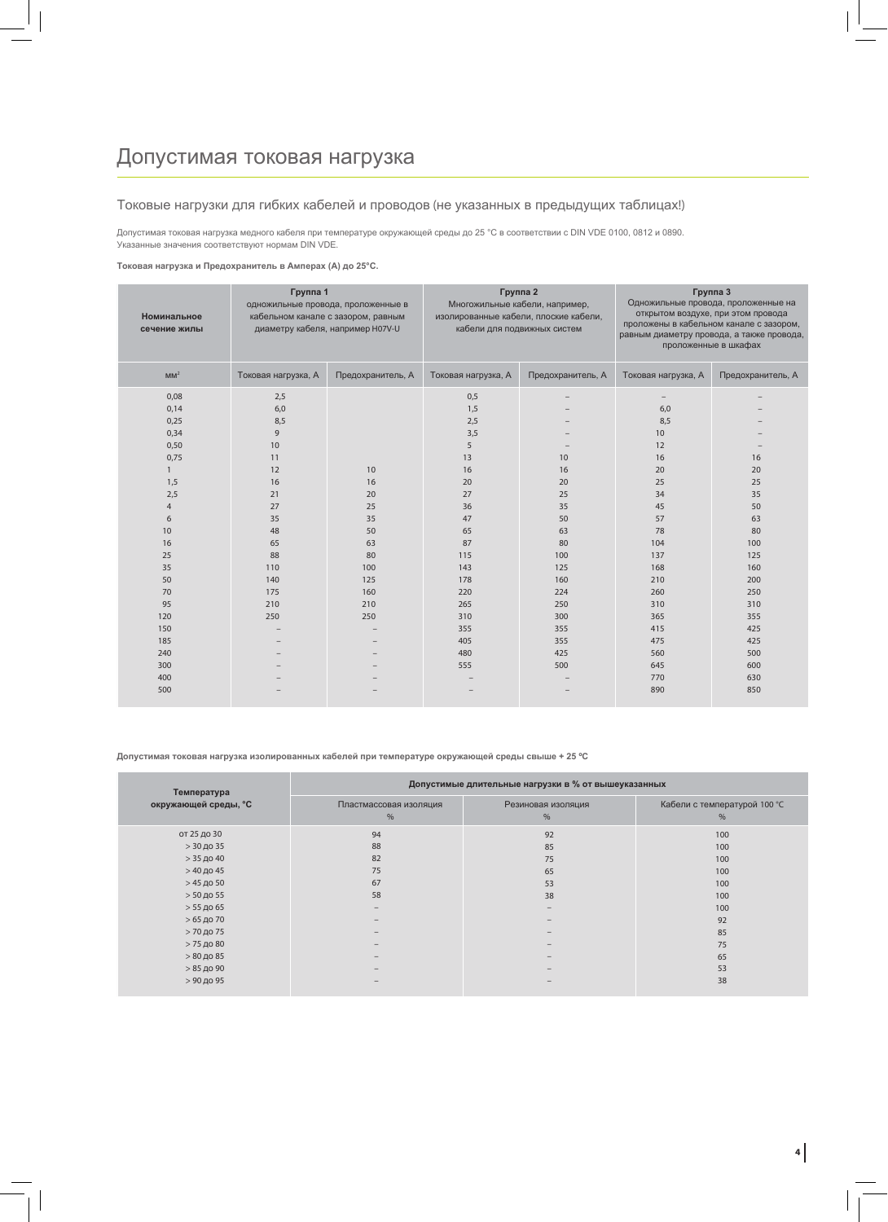# Допустимая токовая нагрузка

## Токовые нагрузки для гибких кабелей и проводов (не указанных в предыдущих таблицах!)

Допустимая токовая нагрузка медного кабеля при температуре окружающей среды до 25 °C в соответствии с DIN VDE 0100, 0812 и 0890.
Указанные значения соответствуют нормам DIN VDE.

**Токовая нагрузка и Предохранитель в Амперах (А) до 25°С.**

| Номинальное сечение жилы | Группа 1 одножильные провода, проложенные в кабельном канале с зазором, равным диаметру кабеля, например H07V-U | | Группа 2 Многожильные кабели, например, изолированные кабели, плоские кабели, кабели для подвижных систем | | Группа 3 Одножильные провода, проложенные на открытом воздухе, при этом провода проложены в кабельном канале с зазором, равным диаметру провода, а также провода, проложенные в шкафах | |
|---|---|---|---|---|---|---|
| мм² | Токовая нагрузка, А | Предохранитель, А | Токовая нагрузка, А | Предохранитель, А | Токовая нагрузка, А | Предохранитель, А |
| 0,08 | 2,5 | | 0,5 | – | – | – |
| 0,14 | 6,0 | | 1,5 | – | 6,0 | – |
| 0,25 | 8,5 | | 2,5 | – | 8,5 | – |
| 0,34 | 9 | | 3,5 | – | 10 | – |
| 0,50 | 10 | | 5 | – | 12 | – |
| 0,75 | 11 | | 13 | 10 | 16 | 16 |
| 1 | 12 | 10 | 16 | 16 | 20 | 20 |
| 1,5 | 16 | 16 | 20 | 20 | 25 | 25 |
| 2,5 | 21 | 20 | 27 | 25 | 34 | 35 |
| 4 | 27 | 25 | 36 | 35 | 45 | 50 |
| 6 | 35 | 35 | 47 | 50 | 57 | 63 |
| 10 | 48 | 50 | 65 | 63 | 78 | 80 |
| 16 | 65 | 63 | 87 | 80 | 104 | 100 |
| 25 | 88 | 80 | 115 | 100 | 137 | 125 |
| 35 | 110 | 100 | 143 | 125 | 168 | 160 |
| 50 | 140 | 125 | 178 | 160 | 210 | 200 |
| 70 | 175 | 160 | 220 | 224 | 260 | 250 |
| 95 | 210 | 210 | 265 | 250 | 310 | 310 |
| 120 | 250 | 250 | 310 | 300 | 365 | 355 |
| 150 | – | – | 355 | 355 | 415 | 425 |
| 185 | – | – | 405 | 355 | 475 | 425 |
| 240 | – | – | 480 | 425 | 560 | 500 |
| 300 | – | – | 555 | 500 | 645 | 600 |
| 400 | – | – | – | – | 770 | 630 |
| 500 | – | – | – | – | 890 | 850 |

**Допустимая токовая нагрузка изолированных кабелей при температуре окружающей среды свыше + 25 ºС**

| Температура окружающей среды, °С | Допустимые длительные нагрузки в % от вышеуказанных | | |
|---|---|---|---|
| | Пластмассовая изоляция % | Резиновая изоляция % | Кабели с температурой 100 °С % |
| от 25 до 30 | 94 | 92 | 100 |
| > 30 до 35 | 88 | 85 | 100 |
| > 35 до 40 | 82 | 75 | 100 |
| > 40 до 45 | 75 | 65 | 100 |
| > 45 до 50 | 67 | 53 | 100 |
| > 50 до 55 | 58 | 38 | 100 |
| > 55 до 65 | – | – | 100 |
| > 65 до 70 | – | – | 92 |
| > 70 до 75 | – | – | 85 |
| > 75 до 80 | – | – | 75 |
| > 80 до 85 | – | – | 65 |
| > 85 до 90 | – | – | 53 |
| > 90 до 95 | – | – | 38 |